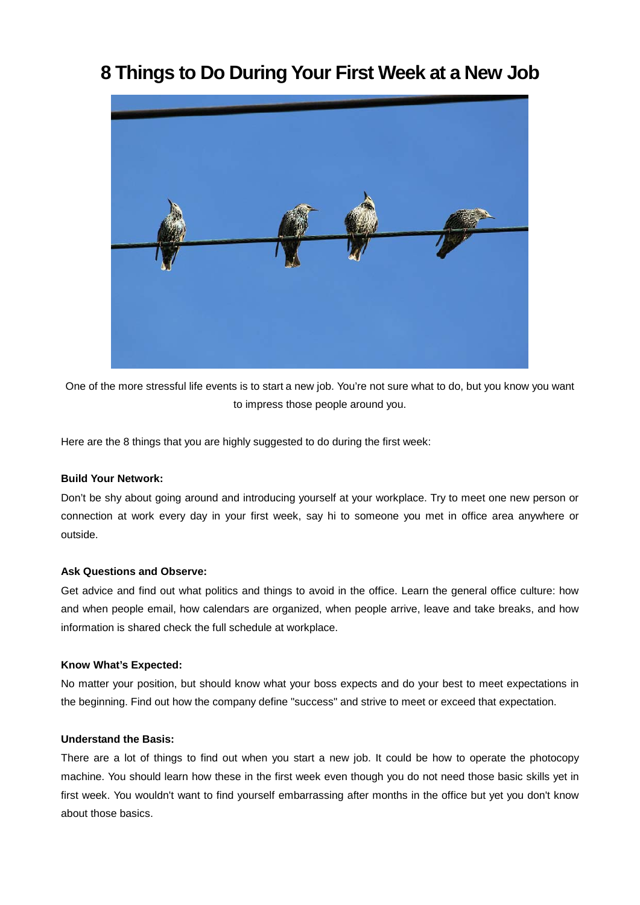# 8 Things to Do During Your First Week at a New Job

One of the more stressful life events is to start a new job. You're not sure what to do, but you know you want to impress those people around you.

Here are the 8 things that you are highly suggested to do during the first week:

**Build Your Network:**

Don't be shy about going around and introducing yourself at your workplace. Try to meet one new person or connection at work every day in your first week, say hi to someone you met in office area anywhere or outside.

**Ask Questions and Observe:**

Get advice and find out what politics and things to avoid in the office. Learn the general office culture: how and when people email, how calendars are organized, when people arrive, leave and take breaks, and how information is shared check the full schedule at workplace.

**Know What's Expected:**

No matter your position, but should know what your boss expects and do your best to meet expectations in the beginning. Find out how the company define "success" and strive to meet or exceed that expectation.

**Understand the Basis:**

There are a lot of things to find out when you start a new job. It could be how to operate the photocopy machine. You should learn how these in the first week even though you do not need those basic skills yet in first week. You wouldn't want to find yourself embarrassing after months in the office but yet you don't know about those basics.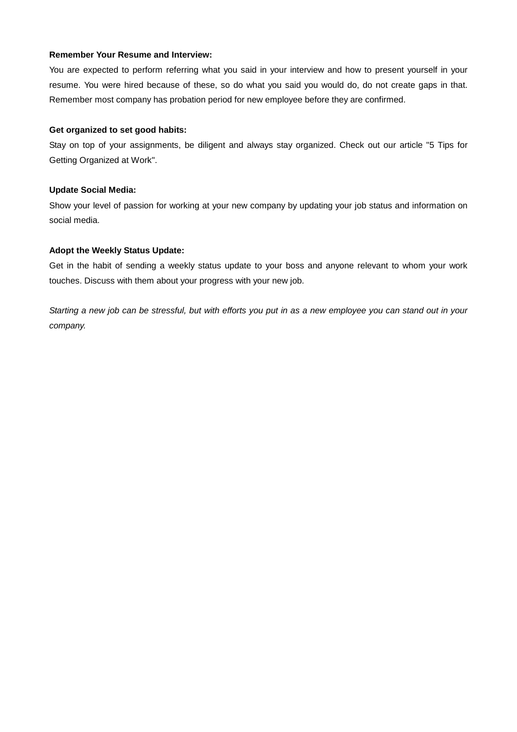**Remember Your Resume and Interview:**

You are expected to perform referring what you said in your interview and how to present yourself in your resume. You were hired because of these, so do what you said you would do, do not create gaps in that. Remember most company has probation period for new employee before they are confirmed.

**Get organized to set good habits:**

Stay on top of your assignments, be diligent and always stay organized. Check out our article "5 Tips for Getting Organized at Work".

**Update Social Media:**

Show your level of passion for working at your new company by updating your job status and information on social media.

**Adopt the Weekly Status Update:**

Get in the habit of sending a weekly status update to your boss and anyone relevant to whom your work touches. Discuss with them about your progress with your new job.

*Starting a new job can be stressful, but with efforts you put in as a new employee you can stand out in your company.*